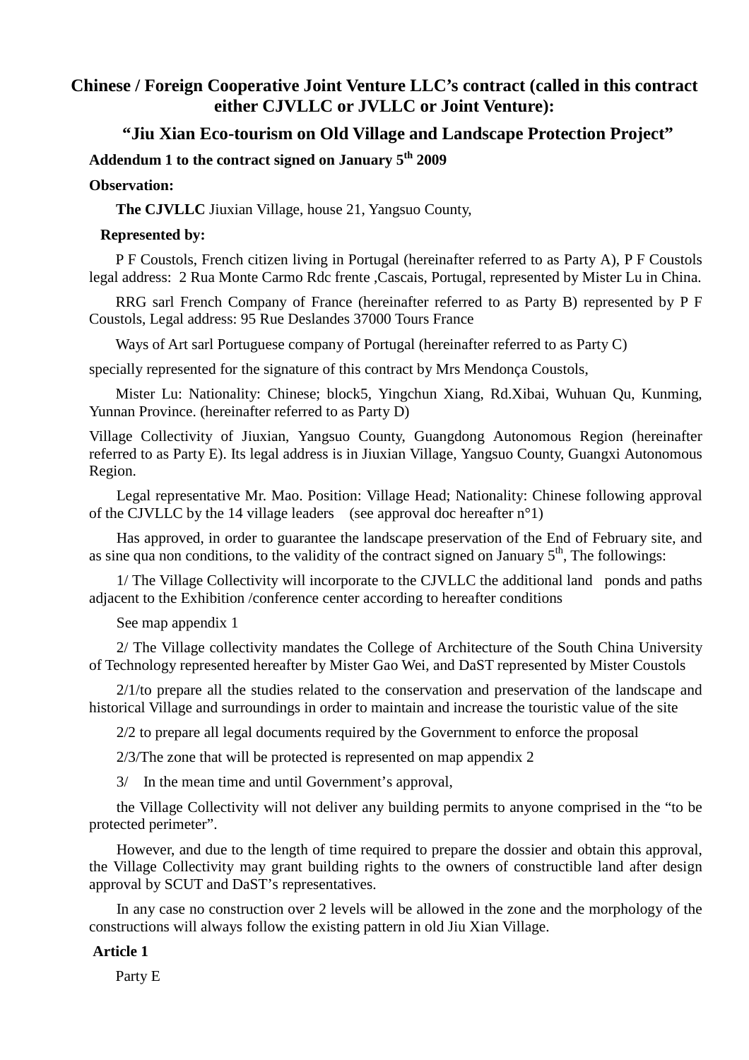# Chinese / Foreign Cooperative Joint Venture LLC's contract (called in this contract either CJVLLC or JVLLC or Joint Venture):

## "Jiu Xian Eco-tourism on Old Village and Landscape Protection Project"

**Addendum 1 to the contract signed on January 5th 2009**

**Observation:**

**The CJVLLC** Jiuxian Village, house 21, Yangsuo County,

**Represented by:**

P F Coustols, French citizen living in Portugal (hereinafter referred to as Party A), P F Coustols legal address: 2 Rua Monte Carmo Rdc frente ,Cascais, Portugal, represented by Mister Lu in China.

RRG sarl French Company of France (hereinafter referred to as Party B) represented by P F Coustols, Legal address: 95 Rue Deslandes 37000 Tours France

Ways of Art sarl Portuguese company of Portugal (hereinafter referred to as Party C)

specially represented for the signature of this contract by Mrs Mendonça Coustols,

Mister Lu: Nationality: Chinese; block5, Yingchun Xiang, Rd.Xibai, Wuhuan Qu, Kunming, Yunnan Province. (hereinafter referred to as Party D)

Village Collectivity of Jiuxian, Yangsuo County, Guangdong Autonomous Region (hereinafter referred to as Party E). Its legal address is in Jiuxian Village, Yangsuo County, Guangxi Autonomous Region.

Legal representative Mr. Mao. Position: Village Head; Nationality: Chinese following approval of the CJVLLC by the 14 village leaders (see approval doc hereafter n°1)

Has approved, in order to guarantee the landscape preservation of the End of February site, and as sine qua non conditions, to the validity of the contract signed on January 5th, The followings:

1/ The Village Collectivity will incorporate to the CJVLLC the additional land ponds and paths adjacent to the Exhibition /conference center according to hereafter conditions

See map appendix 1

2/ The Village collectivity mandates the College of Architecture of the South China University of Technology represented hereafter by Mister Gao Wei, and DaST represented by Mister Coustols

2/1/to prepare all the studies related to the conservation and preservation of the landscape and historical Village and surroundings in order to maintain and increase the touristic value of the site

2/2 to prepare all legal documents required by the Government to enforce the proposal

2/3/The zone that will be protected is represented on map appendix 2

3/ In the mean time and until Government's approval,

the Village Collectivity will not deliver any building permits to anyone comprised in the "to be protected perimeter".

However, and due to the length of time required to prepare the dossier and obtain this approval, the Village Collectivity may grant building rights to the owners of constructible land after design approval by SCUT and DaST's representatives.

In any case no construction over 2 levels will be allowed in the zone and the morphology of the constructions will always follow the existing pattern in old Jiu Xian Village.

**Article 1**

Party E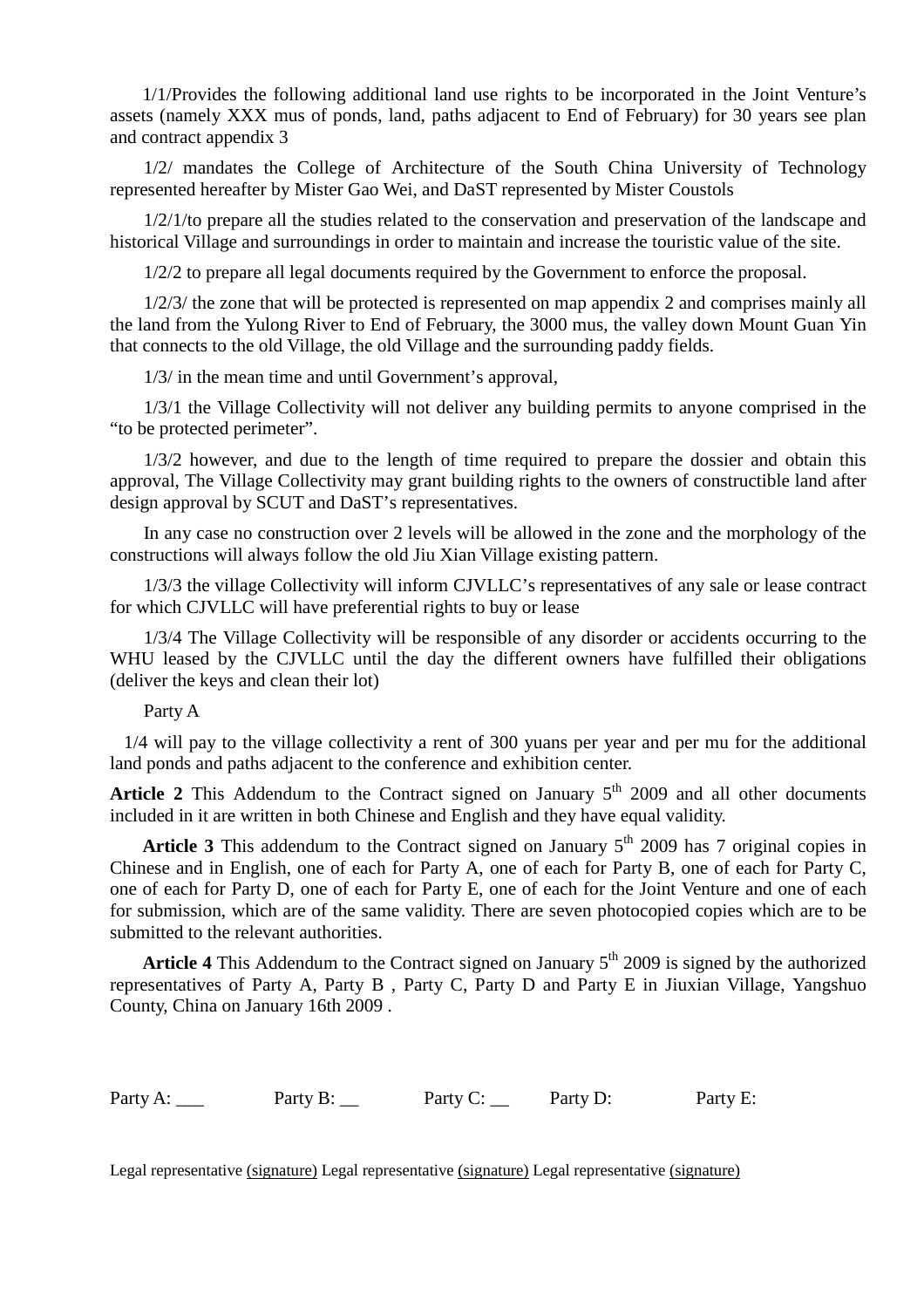1/1/Provides the following additional land use rights to be incorporated in the Joint Venture's assets (namely XXX mus of ponds, land, paths adjacent to End of February) for 30 years see plan and contract appendix 3

1/2/ mandates the College of Architecture of the South China University of Technology represented hereafter by Mister Gao Wei, and DaST represented by Mister Coustols

1/2/1/to prepare all the studies related to the conservation and preservation of the landscape and historical Village and surroundings in order to maintain and increase the touristic value of the site.

1/2/2 to prepare all legal documents required by the Government to enforce the proposal.

1/2/3/ the zone that will be protected is represented on map appendix 2 and comprises mainly all the land from the Yulong River to End of February, the 3000 mus, the valley down Mount Guan Yin that connects to the old Village, the old Village and the surrounding paddy fields.

1/3/ in the mean time and until Government's approval,

1/3/1 the Village Collectivity will not deliver any building permits to anyone comprised in the "to be protected perimeter".

1/3/2 however, and due to the length of time required to prepare the dossier and obtain this approval, The Village Collectivity may grant building rights to the owners of constructible land after design approval by SCUT and DaST's representatives.

In any case no construction over 2 levels will be allowed in the zone and the morphology of the constructions will always follow the old Jiu Xian Village existing pattern.

1/3/3 the village Collectivity will inform CJVLLC's representatives of any sale or lease contract for which CJVLLC will have preferential rights to buy or lease

1/3/4 The Village Collectivity will be responsible of any disorder or accidents occurring to the WHU leased by the CJVLLC until the day the different owners have fulfilled their obligations (deliver the keys and clean their lot)

Party A

1/4 will pay to the village collectivity a rent of 300 yuans per year and per mu for the additional land ponds and paths adjacent to the conference and exhibition center.

**Article 2** This Addendum to the Contract signed on January 5th 2009 and all other documents included in it are written in both Chinese and English and they have equal validity.

**Article 3** This addendum to the Contract signed on January 5th 2009 has 7 original copies in Chinese and in English, one of each for Party A, one of each for Party B, one of each for Party C, one of each for Party D, one of each for Party E, one of each for the Joint Venture and one of each for submission, which are of the same validity. There are seven photocopied copies which are to be submitted to the relevant authorities.

**Article 4** This Addendum to the Contract signed on January 5th 2009 is signed by the authorized representatives of Party A, Party B , Party C, Party D and Party E in Jiuxian Village, Yangshuo County, China on January 16th 2009 .

Party A: ___ Party B: __ Party C: __ Party D: Party E:

Legal representative (signature) Legal representative (signature) Legal representative (signature)